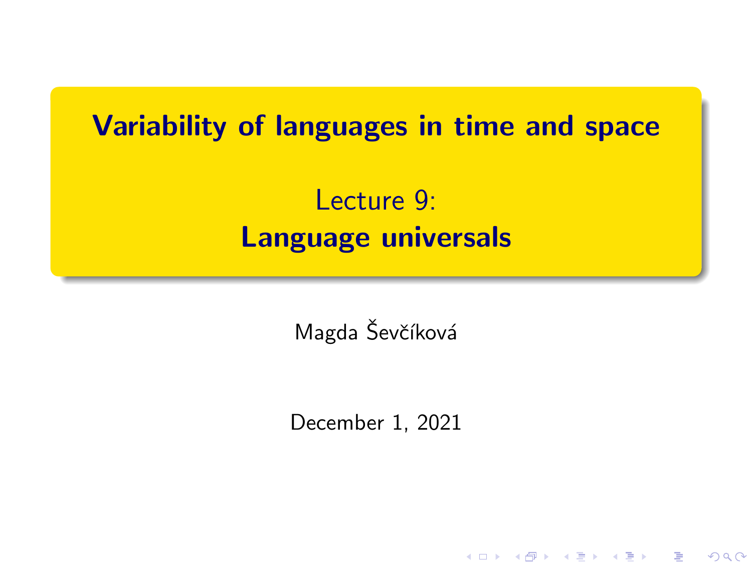# Variability of languages in time and space

## Lecture 9: **Language universals**

Magda Ševčíková

December 1, 2021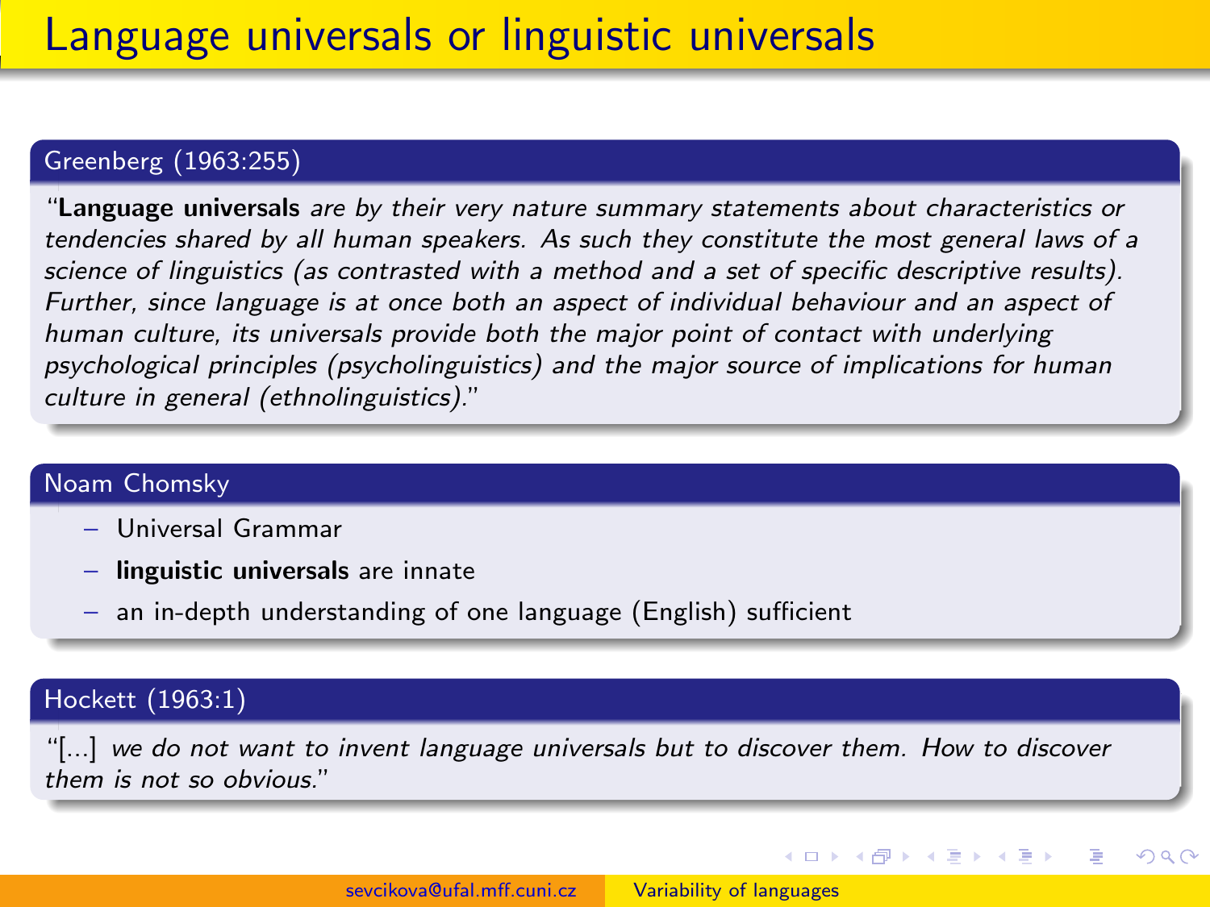# Language universals or linguistic universals

### Greenberg (1963:255)

"**Language universals** *are by their very nature summary statements about characteristics or tendencies shared by all human speakers. As such they constitute the most general laws of a science of linguistics (as contrasted with a method and a set of specific descriptive results). Further, since language is at once both an aspect of individual behaviour and an aspect of human culture, its universals provide both the major point of contact with underlying psychological principles (psycholinguistics) and the major source of implications for human culture in general (ethnolinguistics).*"

### Noam Chomsky

- Universal Grammar
- **linguistic universals** are innate
- an in-depth understanding of one language (English) sufficient

### Hockett (1963:1)

"[...] *we do not want to invent language universals but to discover them. How to discover them is not so obvious.*"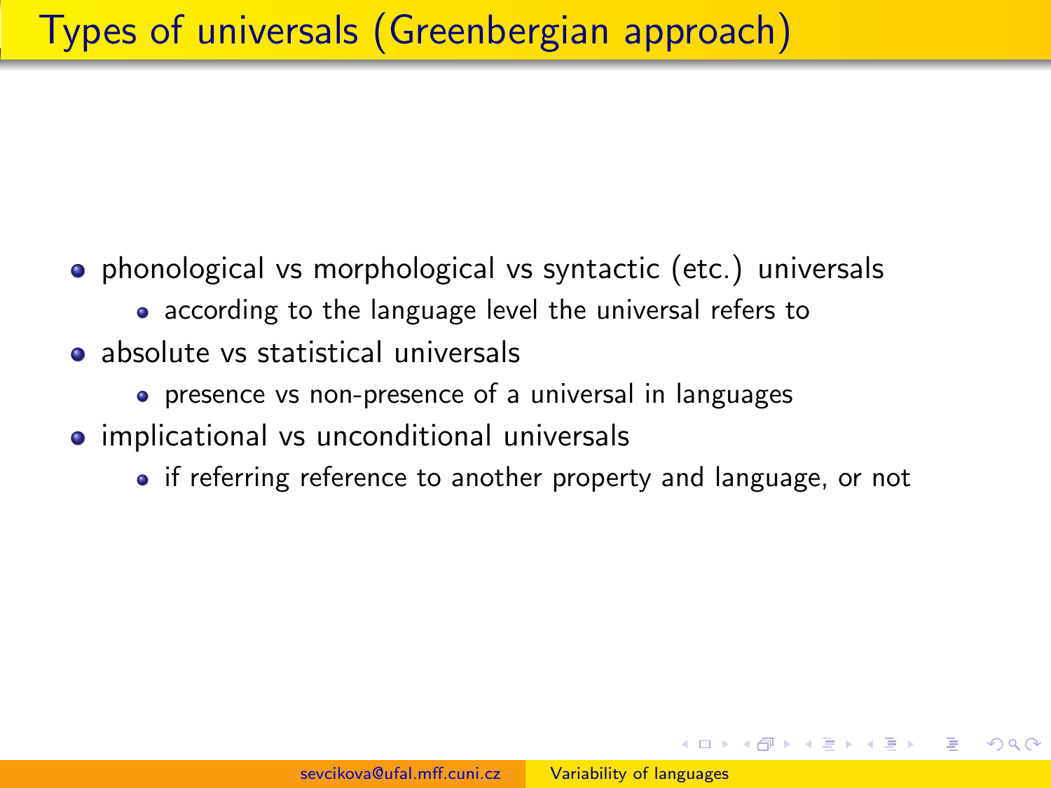# Types of universals (Greenbergian approach)

- phonological vs morphological vs syntactic (etc.) universals
  - according to the language level the universal refers to
- absolute vs statistical universals
  - presence vs non-presence of a universal in languages
- implicational vs unconditional universals
  - if referring reference to another property and language, or not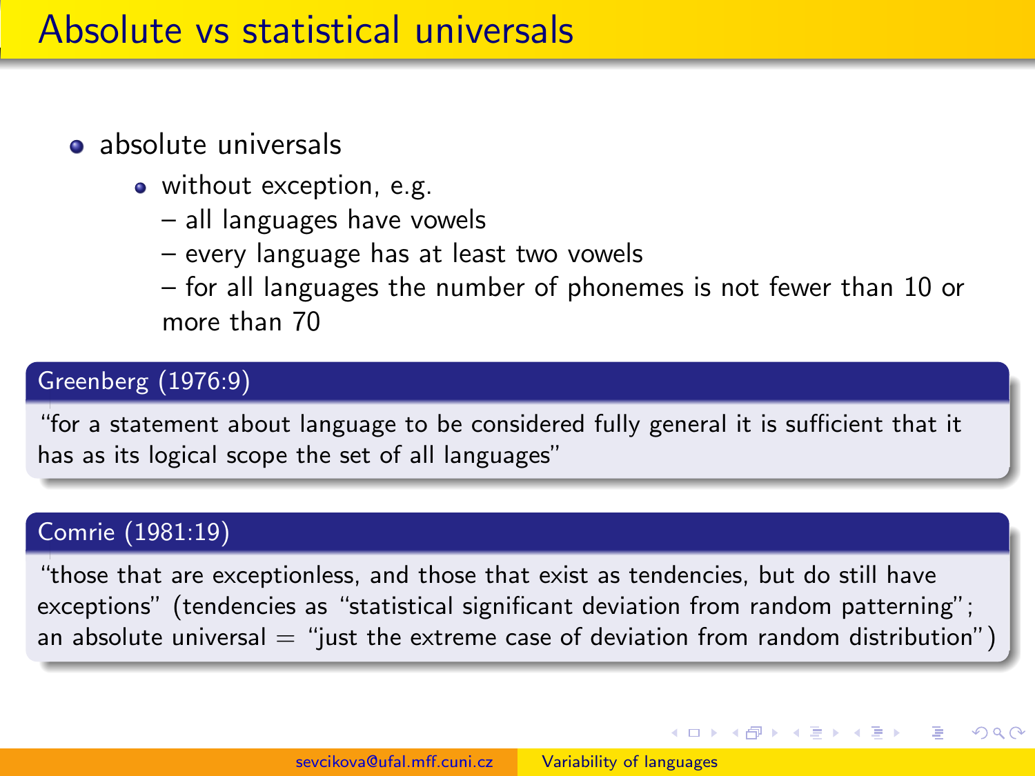# Absolute vs statistical universals

- absolute universals
  - without exception, e.g.
    – all languages have vowels
    – every language has at least two vowels
    – for all languages the number of phonemes is not fewer than 10 or more than 70

**Greenberg (1976:9)**

"for a statement about language to be considered fully general it is sufficient that it has as its logical scope the set of all languages"

**Comrie (1981:19)**

"those that are exceptionless, and those that exist as tendencies, but do still have exceptions" (tendencies as "statistical significant deviation from random patterning"; an absolute universal = "just the extreme case of deviation from random distribution")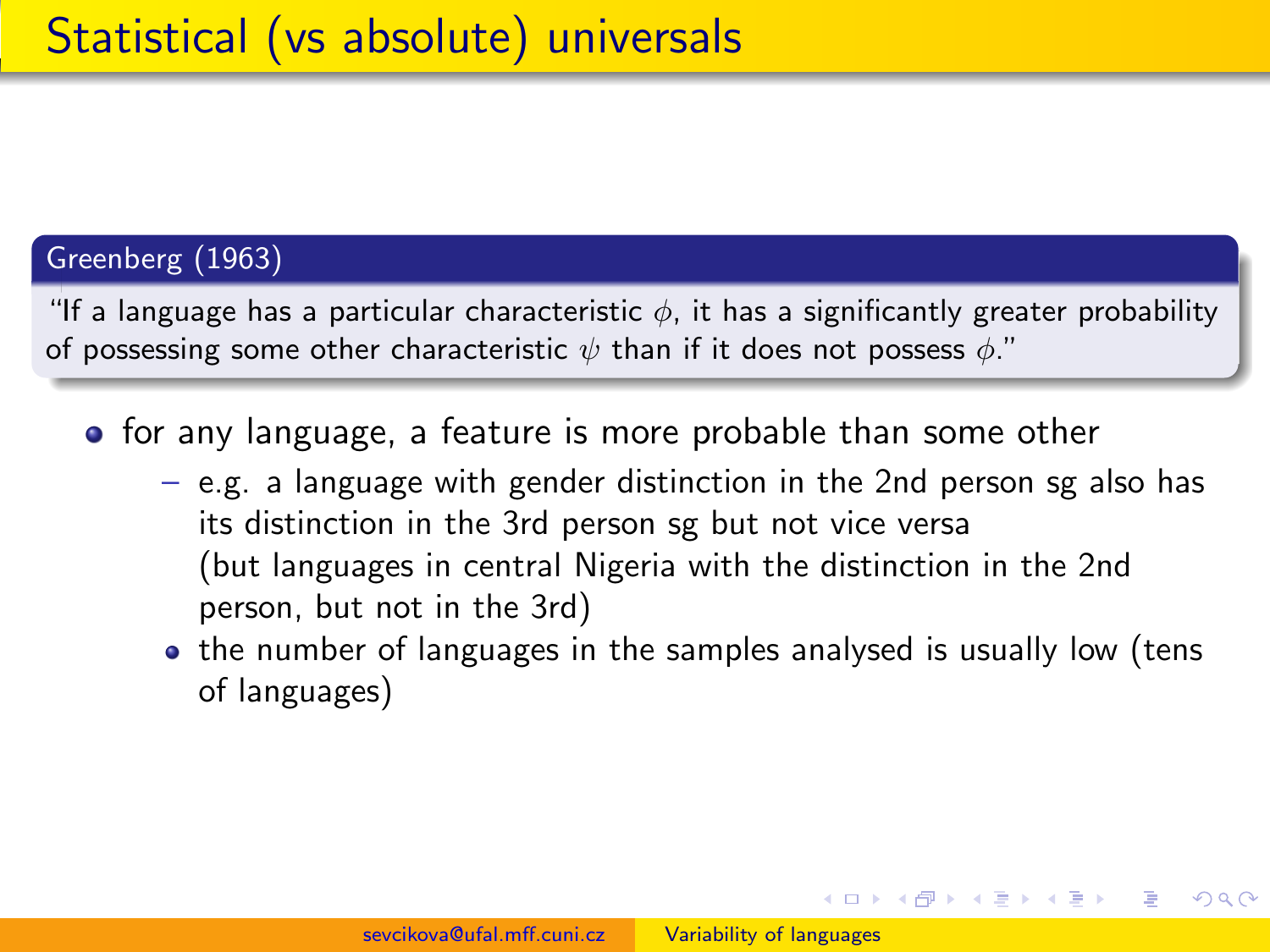# Statistical (vs absolute) universals

**Greenberg (1963)**

"If a language has a particular characteristic $\phi$, it has a significantly greater probability of possessing some other characteristic $\psi$ than if it does not possess $\phi$."

- for any language, a feature is more probable than some other
  - e.g. a language with gender distinction in the 2nd person sg also has its distinction in the 3rd person sg but not vice versa (but languages in central Nigeria with the distinction in the 2nd person, but not in the 3rd)
  - the number of languages in the samples analysed is usually low (tens of languages)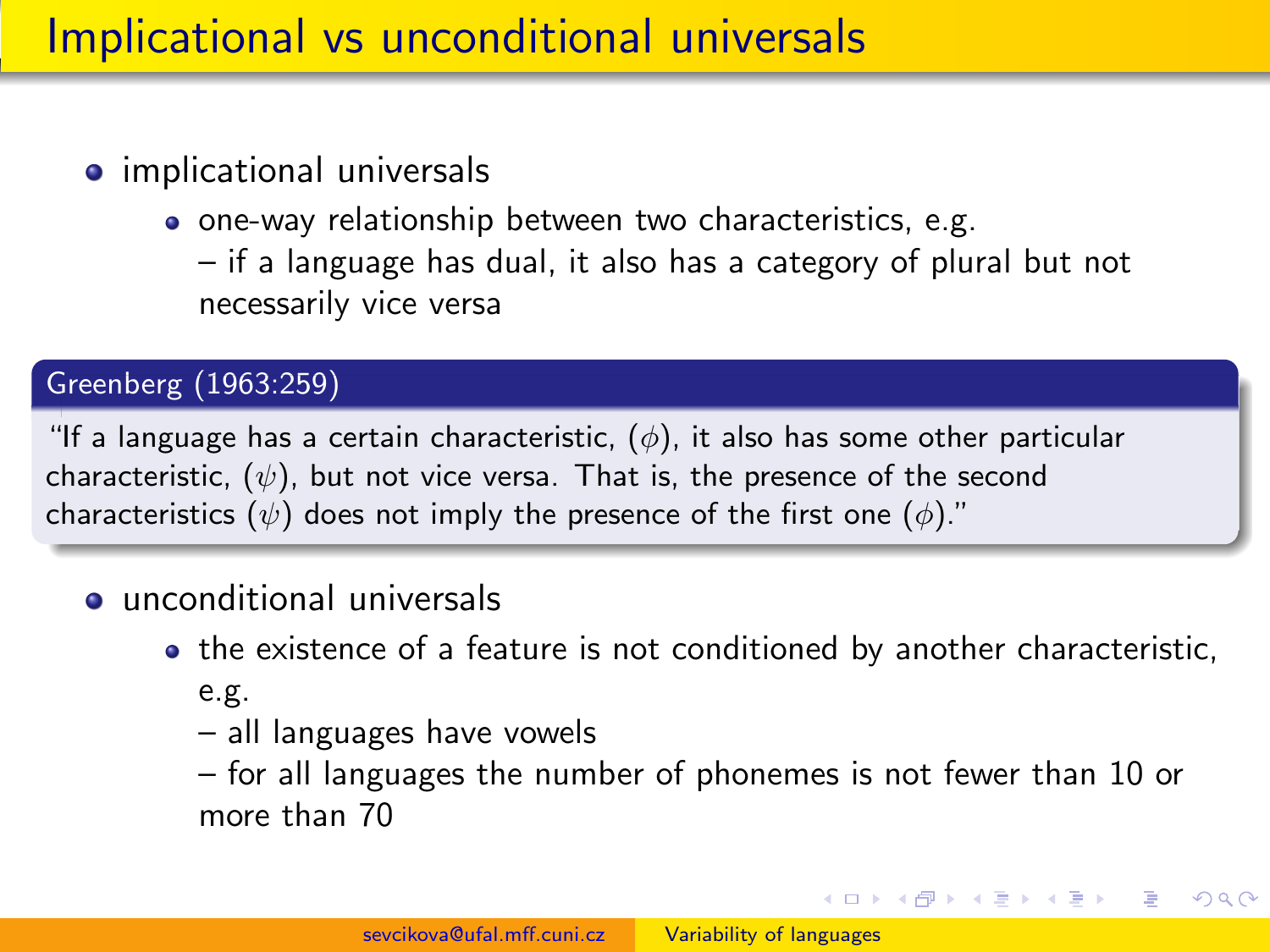# Implicational vs unconditional universals

- implicational universals
  - one-way relationship between two characteristics, e.g.
    – if a language has dual, it also has a category of plural but not necessarily vice versa

**Greenberg (1963:259)**

"If a language has a certain characteristic, ($\phi$), it also has some other particular characteristic, ($\psi$), but not vice versa. That is, the presence of the second characteristics ($\psi$) does not imply the presence of the first one ($\phi$)."

- unconditional universals
  - the existence of a feature is not conditioned by another characteristic, e.g.
    – all languages have vowels
    – for all languages the number of phonemes is not fewer than 10 or more than 70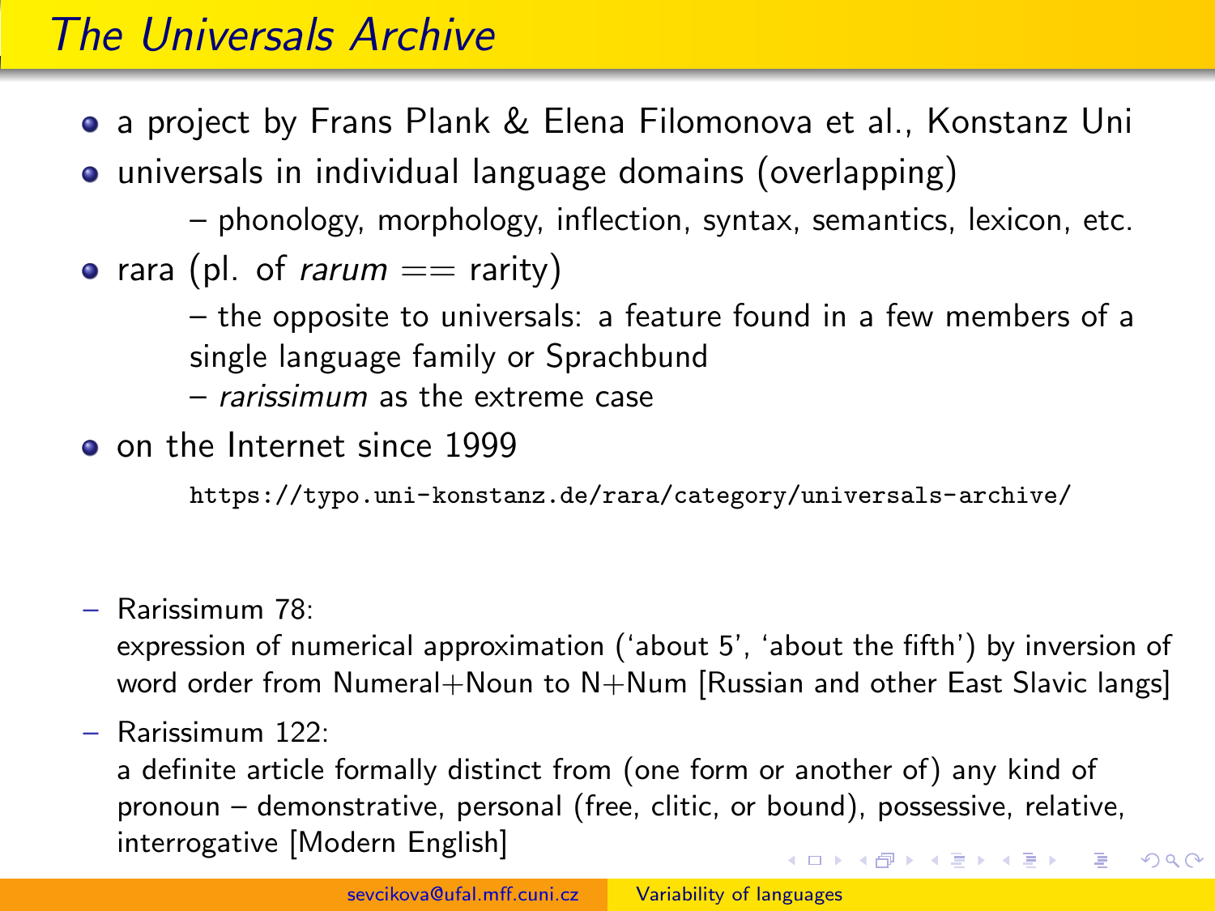# The Universals Archive

- a project by Frans Plank & Elena Filomonova et al., Konstanz Uni
- universals in individual language domains (overlapping)
  - – phonology, morphology, inflection, syntax, semantics, lexicon, etc.
- rara (pl. of *rarum* == rarity)
  - – the opposite to universals: a feature found in a few members of a single language family or Sprachbund
  - – *rarissimum* as the extreme case
- on the Internet since 1999

  `https://typo.uni-konstanz.de/rara/category/universals-archive/`

– Rarissimum 78:
expression of numerical approximation ('about 5', 'about the fifth') by inversion of word order from Numeral+Noun to N+Num [Russian and other East Slavic langs]

– Rarissimum 122:
a definite article formally distinct from (one form or another of) any kind of pronoun – demonstrative, personal (free, clitic, or bound), possessive, relative, interrogative [Modern English]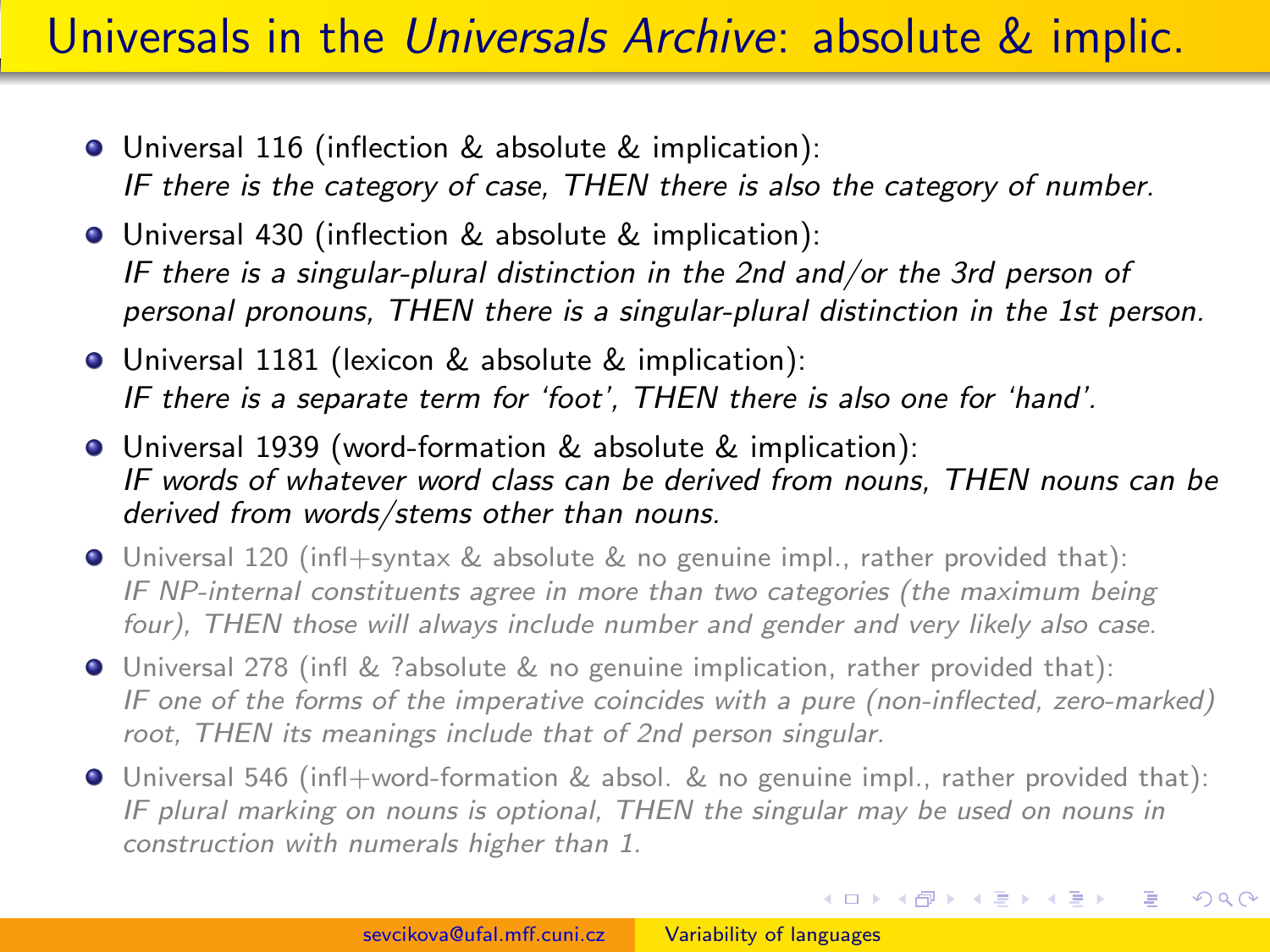# Universals in the *Universals Archive*: absolute & implic.

- Universal 116 (inflection & absolute & implication):
  *IF there is the category of case, THEN there is also the category of number.*
- Universal 430 (inflection & absolute & implication):
  *IF there is a singular-plural distinction in the 2nd and/or the 3rd person of personal pronouns, THEN there is a singular-plural distinction in the 1st person.*
- Universal 1181 (lexicon & absolute & implication):
  *IF there is a separate term for 'foot', THEN there is also one for 'hand'.*
- Universal 1939 (word-formation & absolute & implication):
  *IF words of whatever word class can be derived from nouns, THEN nouns can be derived from words/stems other than nouns.*
- Universal 120 (infl+syntax & absolute & no genuine impl., rather provided that):
  *IF NP-internal constituents agree in more than two categories (the maximum being four), THEN those will always include number and gender and very likely also case.*
- Universal 278 (infl & ?absolute & no genuine implication, rather provided that):
  *IF one of the forms of the imperative coincides with a pure (non-inflected, zero-marked) root, THEN its meanings include that of 2nd person singular.*
- Universal 546 (infl+word-formation & absol. & no genuine impl., rather provided that):
  *IF plural marking on nouns is optional, THEN the singular may be used on nouns in construction with numerals higher than 1.*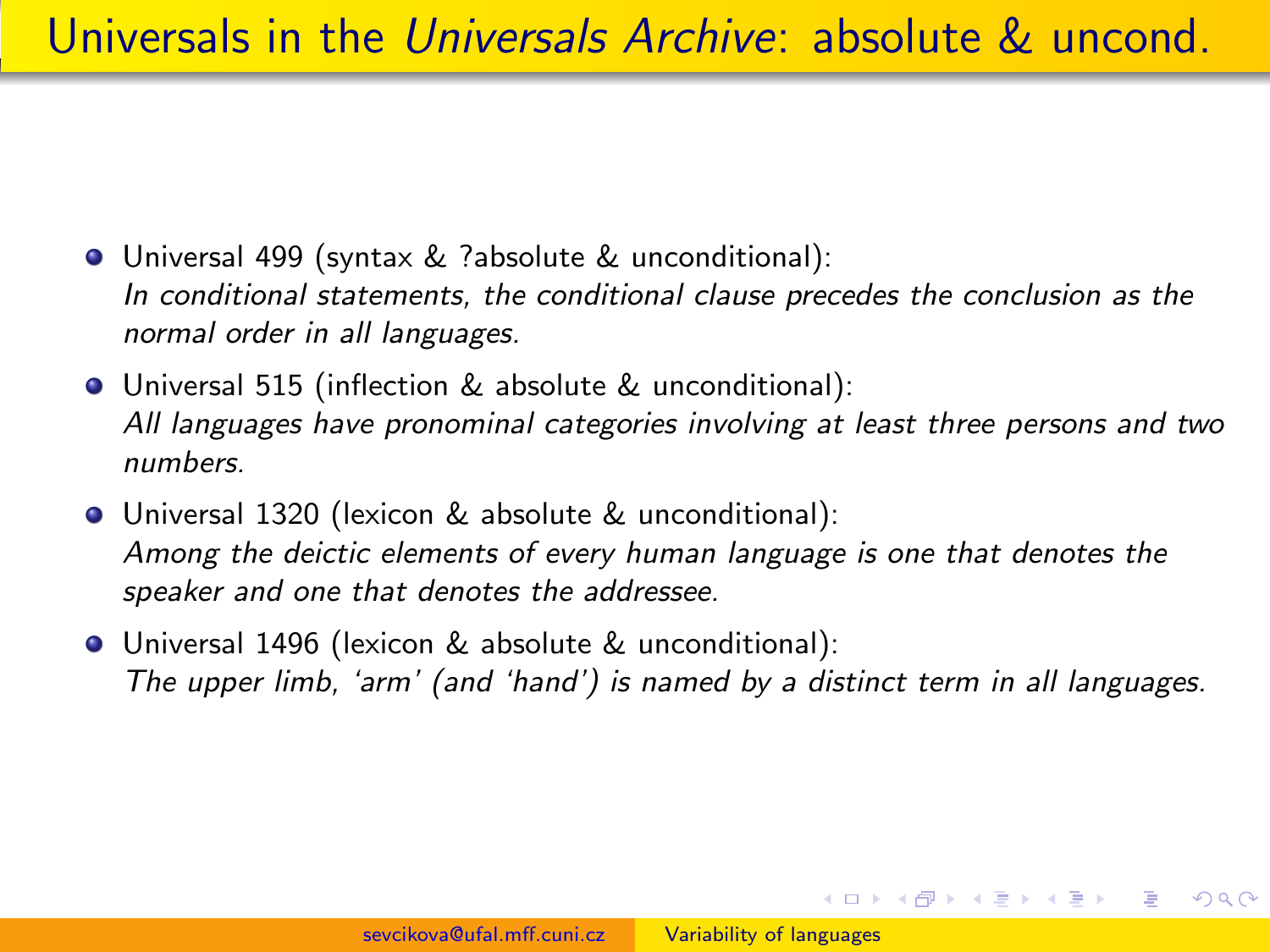# Universals in the *Universals Archive*: absolute & uncond.

- Universal 499 (syntax & ?absolute & unconditional):
  *In conditional statements, the conditional clause precedes the conclusion as the normal order in all languages.*
- Universal 515 (inflection & absolute & unconditional):
  *All languages have pronominal categories involving at least three persons and two numbers.*
- Universal 1320 (lexicon & absolute & unconditional):
  *Among the deictic elements of every human language is one that denotes the speaker and one that denotes the addressee.*
- Universal 1496 (lexicon & absolute & unconditional):
  *The upper limb, 'arm' (and 'hand') is named by a distinct term in all languages.*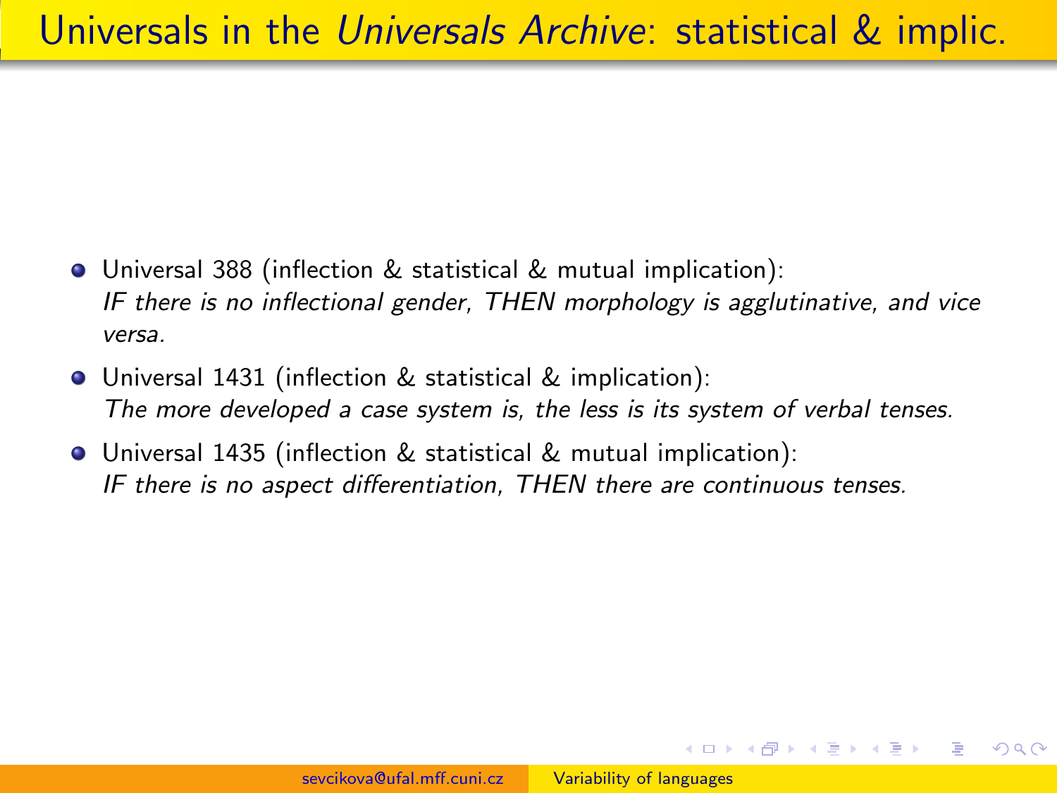# Universals in the *Universals Archive*: statistical & implic.

- Universal 388 (inflection & statistical & mutual implication):
  *IF there is no inflectional gender, THEN morphology is agglutinative, and vice versa.*
- Universal 1431 (inflection & statistical & implication):
  *The more developed a case system is, the less is its system of verbal tenses.*
- Universal 1435 (inflection & statistical & mutual implication):
  *IF there is no aspect differentiation, THEN there are continuous tenses.*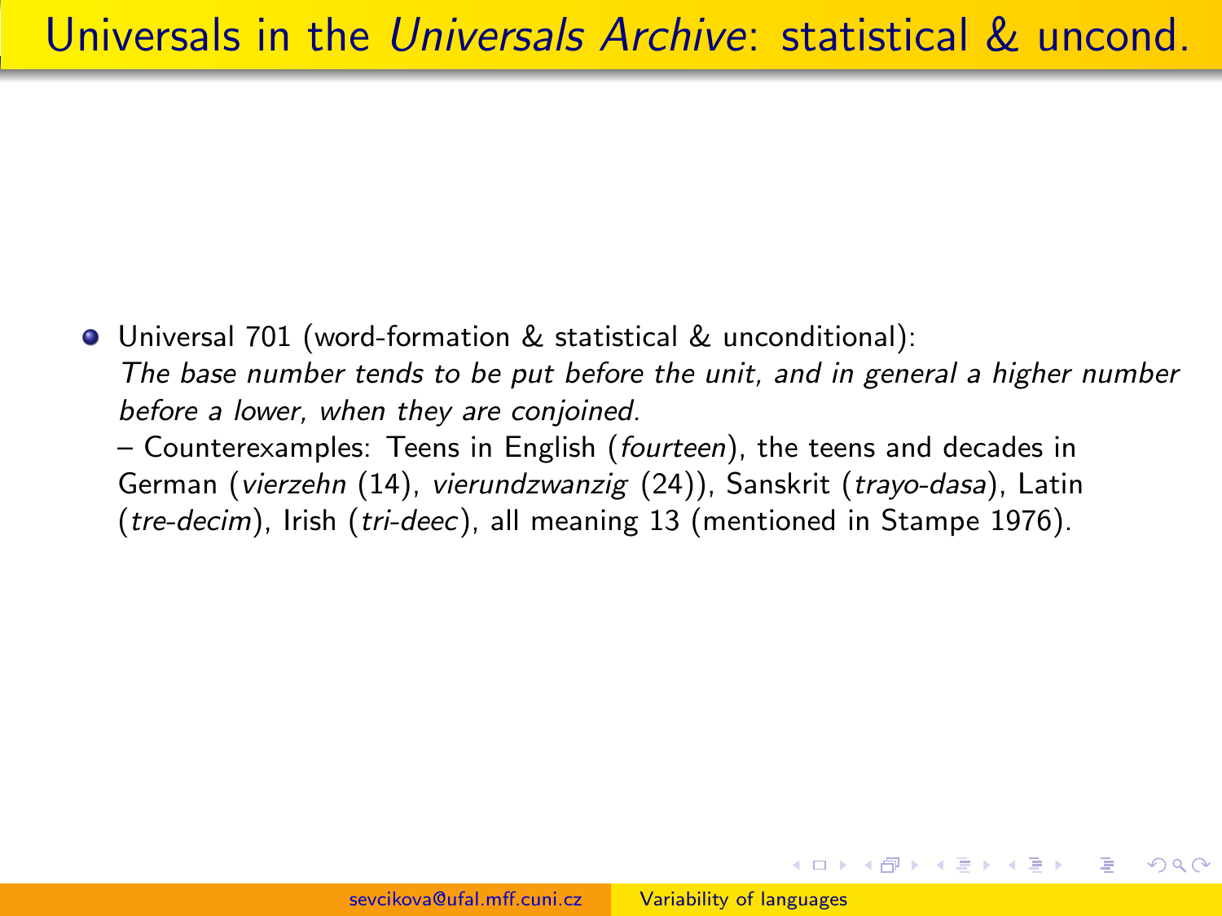# Universals in the *Universals Archive*: statistical & uncond.

- Universal 701 (word-formation & statistical & unconditional):
  *The base number tends to be put before the unit, and in general a higher number before a lower, when they are conjoined.*
  – Counterexamples: Teens in English (*fourteen*), the teens and decades in German (*vierzehn* (14), *vierundzwanzig* (24)), Sanskrit (*trayo-dasa*), Latin (*tre-decim*), Irish (*tri-deec*), all meaning 13 (mentioned in Stampe 1976).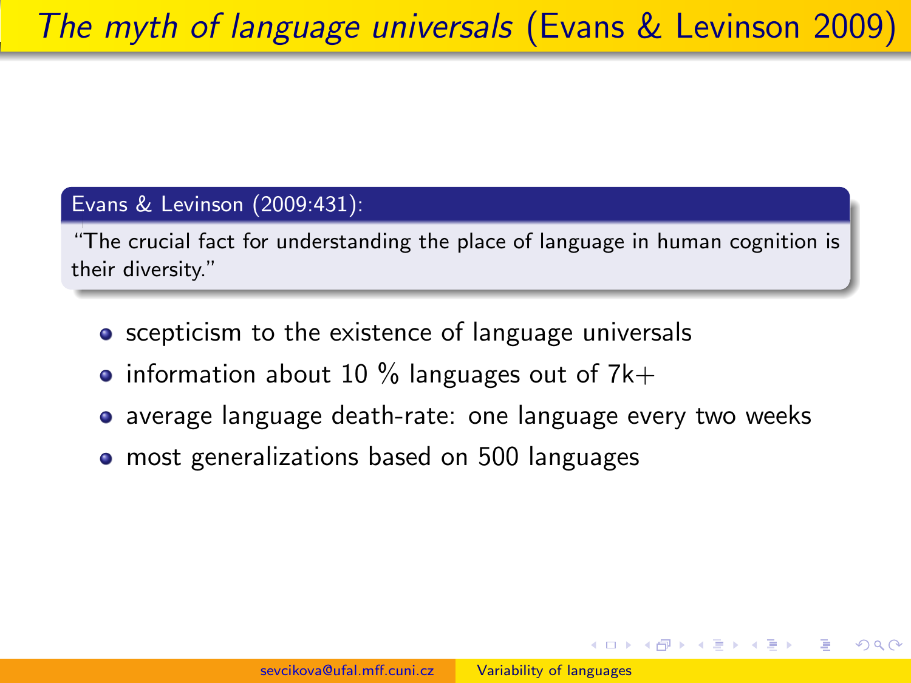# *The myth of language universals* (Evans & Levinson 2009)

**Evans & Levinson (2009:431):**

"The crucial fact for understanding the place of language in human cognition is their diversity."

- scepticism to the existence of language universals
- information about 10 % languages out of 7k+
- average language death-rate: one language every two weeks
- most generalizations based on 500 languages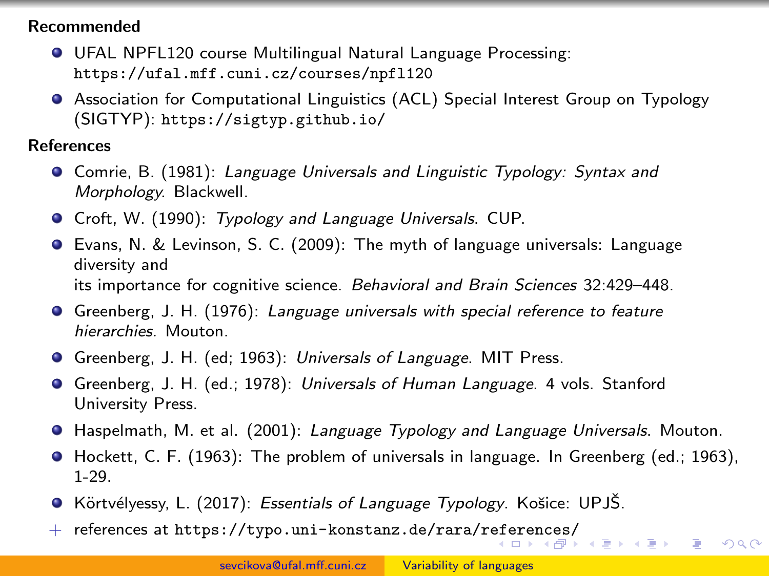**Recommended**

- UFAL NPFL120 course Multilingual Natural Language Processing: https://ufal.mff.cuni.cz/courses/npfl120
- Association for Computational Linguistics (ACL) Special Interest Group on Typology (SIGTYP): https://sigtyp.github.io/

**References**

- Comrie, B. (1981): *Language Universals and Linguistic Typology: Syntax and Morphology.* Blackwell.
- Croft, W. (1990): *Typology and Language Universals*. CUP.
- Evans, N. & Levinson, S. C. (2009): The myth of language universals: Language diversity and its importance for cognitive science. *Behavioral and Brain Sciences* 32:429–448.
- Greenberg, J. H. (1976): *Language universals with special reference to feature hierarchies.* Mouton.
- Greenberg, J. H. (ed; 1963): *Universals of Language*. MIT Press.
- Greenberg, J. H. (ed.; 1978): *Universals of Human Language*. 4 vols. Stanford University Press.
- Haspelmath, M. et al. (2001): *Language Typology and Language Universals*. Mouton.
- Hockett, C. F. (1963): The problem of universals in language. In Greenberg (ed.; 1963), 1-29.
- Körtvélyessy, L. (2017): *Essentials of Language Typology*. Košice: UPJŠ.

\+ references at https://typo.uni-konstanz.de/rara/references/